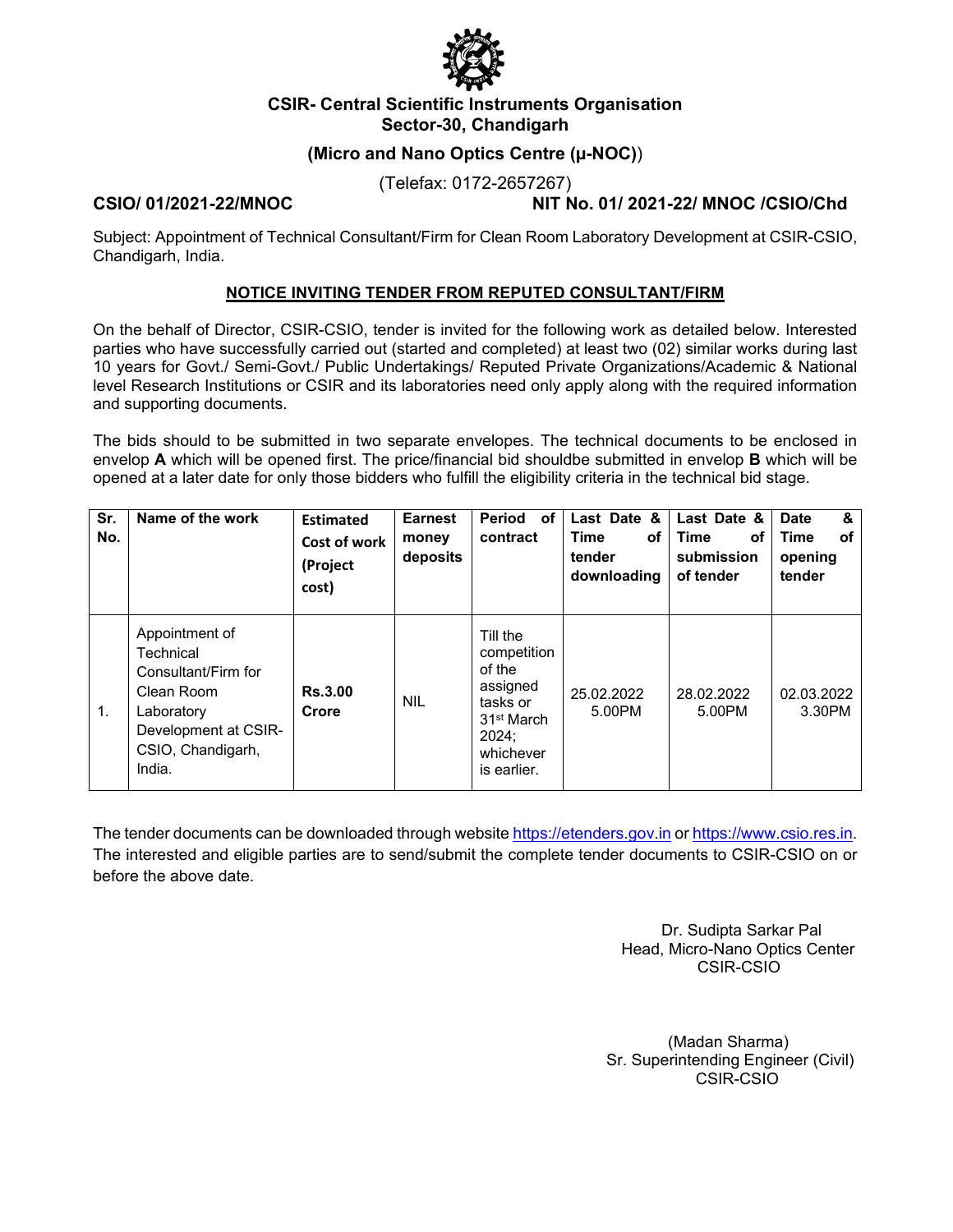**CSIR- Central Scientific Instruments Organisation**
**Sector-30, Chandigarh**

**(Micro and Nano Optics Centre (μ-NOC)**)

(Telefax: 0172-2657267)

**CSIO/ 01/2021-22/MNOC** **NIT No. 01/ 2021-22/ MNOC /CSIO/Chd**

Subject: Appointment of Technical Consultant/Firm for Clean Room Laboratory Development at CSIR-CSIO, Chandigarh, India.

## NOTICE INVITING TENDER FROM REPUTED CONSULTANT/FIRM

On the behalf of Director, CSIR-CSIO, tender is invited for the following work as detailed below. Interested parties who have successfully carried out (started and completed) at least two (02) similar works during last 10 years for Govt./ Semi-Govt./ Public Undertakings/ Reputed Private Organizations/Academic & National level Research Institutions or CSIR and its laboratories need only apply along with the required information and supporting documents.

The bids should to be submitted in two separate envelopes. The technical documents to be enclosed in envelop **A** which will be opened first. The price/financial bid shouldbe submitted in envelop **B** which will be opened at a later date for only those bidders who fulfill the eligibility criteria in the technical bid stage.

| Sr. No. | Name of the work | Estimated Cost of work (Project cost) | Earnest money deposits | Period of contract | Last Date & Time of tender downloading | Last Date & Time of submission of tender | Date & Time of opening tender |
|---|---|---|---|---|---|---|---|
| 1. | Appointment of Technical Consultant/Firm for Clean Room Laboratory Development at CSIR-CSIO, Chandigarh, India. | **Rs.3.00 Crore** | NIL | Till the competition of the assigned tasks or 31st March 2024; whichever is earlier. | 25.02.2022 5.00PM | 28.02.2022 5.00PM | 02.03.2022 3.30PM |

The tender documents can be downloaded through website https://etenders.gov.in or https://www.csio.res.in. The interested and eligible parties are to send/submit the complete tender documents to CSIR-CSIO on or before the above date.

Dr. Sudipta Sarkar Pal
Head, Micro-Nano Optics Center
CSIR-CSIO

(Madan Sharma)
Sr. Superintending Engineer (Civil)
CSIR-CSIO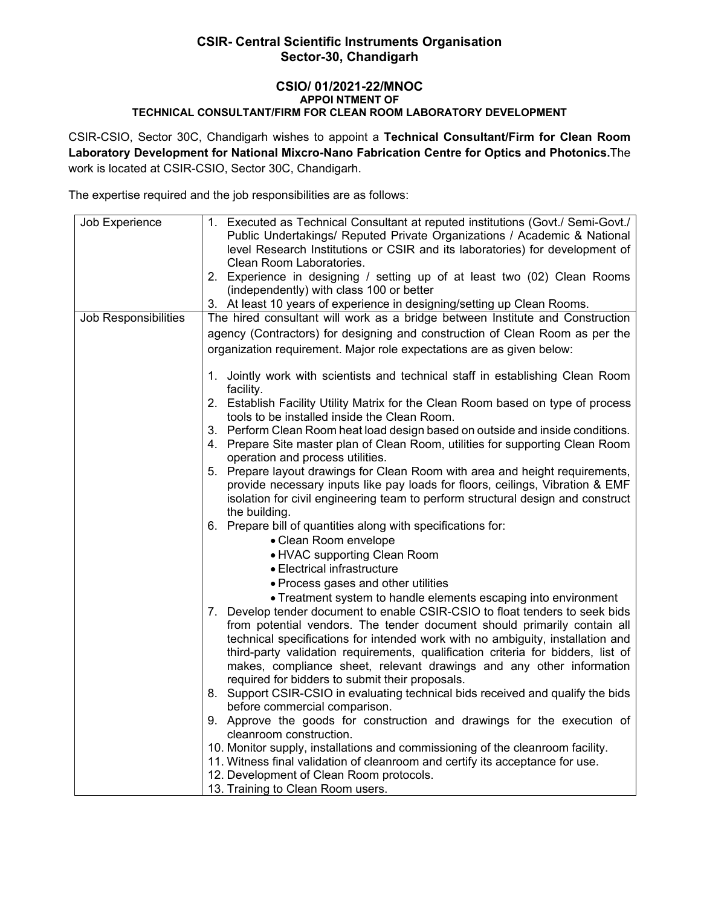# CSIR- Central Scientific Instruments Organisation
## Sector-30, Chandigarh

### CSIO/ 01/2021-22/MNOC
**APPOI NTMENT OF**
**TECHNICAL CONSULTANT/FIRM FOR CLEAN ROOM LABORATORY DEVELOPMENT**

CSIR-CSIO, Sector 30C, Chandigarh wishes to appoint a **Technical Consultant/Firm for Clean Room Laboratory Development for National Mixcro-Nano Fabrication Centre for Optics and Photonics.** The work is located at CSIR-CSIO, Sector 30C, Chandigarh.

The expertise required and the job responsibilities are as follows:

| | |
|---|---|
| Job Experience | 1. Executed as Technical Consultant at reputed institutions (Govt./ Semi-Govt./ Public Undertakings/ Reputed Private Organizations / Academic & National level Research Institutions or CSIR and its laboratories) for development of Clean Room Laboratories.<br>2. Experience in designing / setting up of at least two (02) Clean Rooms (independently) with class 100 or better<br>3. At least 10 years of experience in designing/setting up Clean Rooms. |
| Job Responsibilities | The hired consultant will work as a bridge between Institute and Construction agency (Contractors) for designing and construction of Clean Room as per the organization requirement. Major role expectations are as given below:<br><br>1. Jointly work with scientists and technical staff in establishing Clean Room facility.<br>2. Establish Facility Utility Matrix for the Clean Room based on type of process tools to be installed inside the Clean Room.<br>3. Perform Clean Room heat load design based on outside and inside conditions.<br>4. Prepare Site master plan of Clean Room, utilities for supporting Clean Room operation and process utilities.<br>5. Prepare layout drawings for Clean Room with area and height requirements, provide necessary inputs like pay loads for floors, ceilings, Vibration & EMF isolation for civil engineering team to perform structural design and construct the building.<br>6. Prepare bill of quantities along with specifications for:<br>• Clean Room envelope<br>• HVAC supporting Clean Room<br>• Electrical infrastructure<br>• Process gases and other utilities<br>• Treatment system to handle elements escaping into environment<br>7. Develop tender document to enable CSIR-CSIO to float tenders to seek bids from potential vendors. The tender document should primarily contain all technical specifications for intended work with no ambiguity, installation and third-party validation requirements, qualification criteria for bidders, list of makes, compliance sheet, relevant drawings and any other information required for bidders to submit their proposals.<br>8. Support CSIR-CSIO in evaluating technical bids received and qualify the bids before commercial comparison.<br>9. Approve the goods for construction and drawings for the execution of cleanroom construction.<br>10. Monitor supply, installations and commissioning of the cleanroom facility.<br>11. Witness final validation of cleanroom and certify its acceptance for use.<br>12. Development of Clean Room protocols.<br>13. Training to Clean Room users. |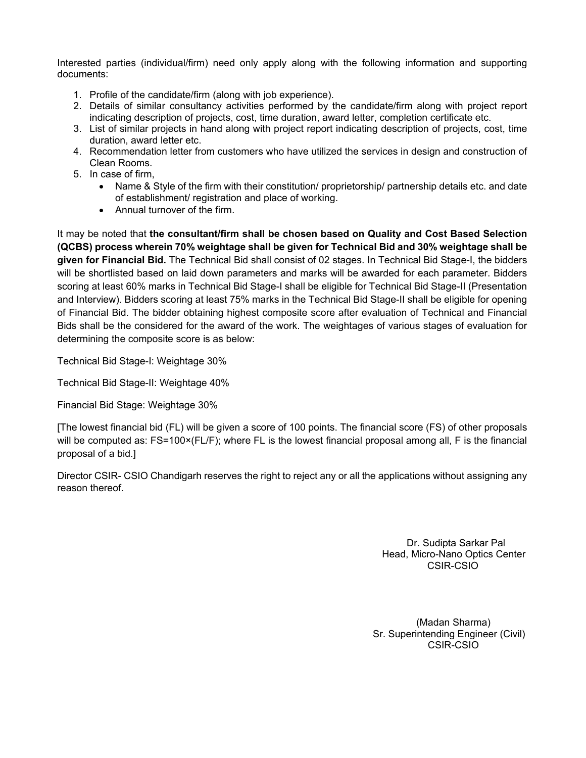Interested parties (individual/firm) need only apply along with the following information and supporting documents:

1. Profile of the candidate/firm (along with job experience).
2. Details of similar consultancy activities performed by the candidate/firm along with project report indicating description of projects, cost, time duration, award letter, completion certificate etc.
3. List of similar projects in hand along with project report indicating description of projects, cost, time duration, award letter etc.
4. Recommendation letter from customers who have utilized the services in design and construction of Clean Rooms.
5. In case of firm,
   - Name & Style of the firm with their constitution/ proprietorship/ partnership details etc. and date of establishment/ registration and place of working.
   - Annual turnover of the firm.

It may be noted that **the consultant/firm shall be chosen based on Quality and Cost Based Selection (QCBS) process wherein 70% weightage shall be given for Technical Bid and 30% weightage shall be given for Financial Bid.** The Technical Bid shall consist of 02 stages. In Technical Bid Stage-I, the bidders will be shortlisted based on laid down parameters and marks will be awarded for each parameter. Bidders scoring at least 60% marks in Technical Bid Stage-I shall be eligible for Technical Bid Stage-II (Presentation and Interview). Bidders scoring at least 75% marks in the Technical Bid Stage-II shall be eligible for opening of Financial Bid. The bidder obtaining highest composite score after evaluation of Technical and Financial Bids shall be the considered for the award of the work. The weightages of various stages of evaluation for determining the composite score is as below:

Technical Bid Stage-I: Weightage 30%

Technical Bid Stage-II: Weightage 40%

Financial Bid Stage: Weightage 30%

[The lowest financial bid (FL) will be given a score of 100 points. The financial score (FS) of other proposals will be computed as: $FS=100\times(FL/F)$; where FL is the lowest financial proposal among all, F is the financial proposal of a bid.]

Director CSIR- CSIO Chandigarh reserves the right to reject any or all the applications without assigning any reason thereof.

Dr. Sudipta Sarkar Pal
Head, Micro-Nano Optics Center
CSIR-CSIO

(Madan Sharma)
Sr. Superintending Engineer (Civil)
CSIR-CSIO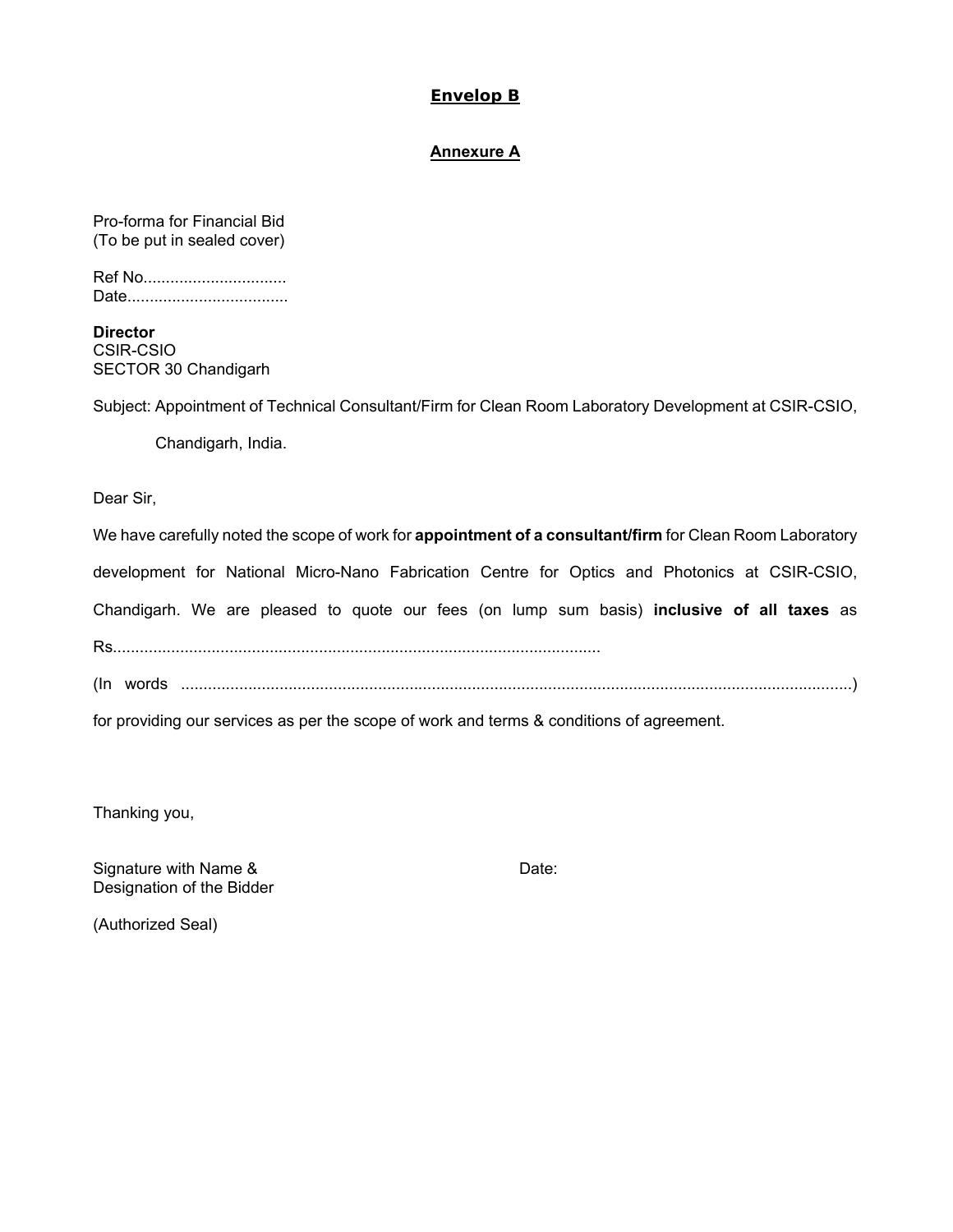**<u>Envelop B</u>**

**<u>Annexure A</u>**

Pro-forma for Financial Bid
(To be put in sealed cover)

Ref No................................
Date....................................

**Director**
CSIR-CSIO
SECTOR 30 Chandigarh

Subject: Appointment of Technical Consultant/Firm for Clean Room Laboratory Development at CSIR-CSIO, Chandigarh, India.

Dear Sir,

We have carefully noted the scope of work for **appointment of a consultant/firm** for Clean Room Laboratory development for National Micro-Nano Fabrication Centre for Optics and Photonics at CSIR-CSIO, Chandigarh. We are pleased to quote our fees (on lump sum basis) **inclusive of all taxes** as Rs............................................................................................................

(In words .....................................................................................................................................................)

for providing our services as per the scope of work and terms & conditions of agreement.

Thanking you,

Signature with Name &
Designation of the Bidder

Date:

(Authorized Seal)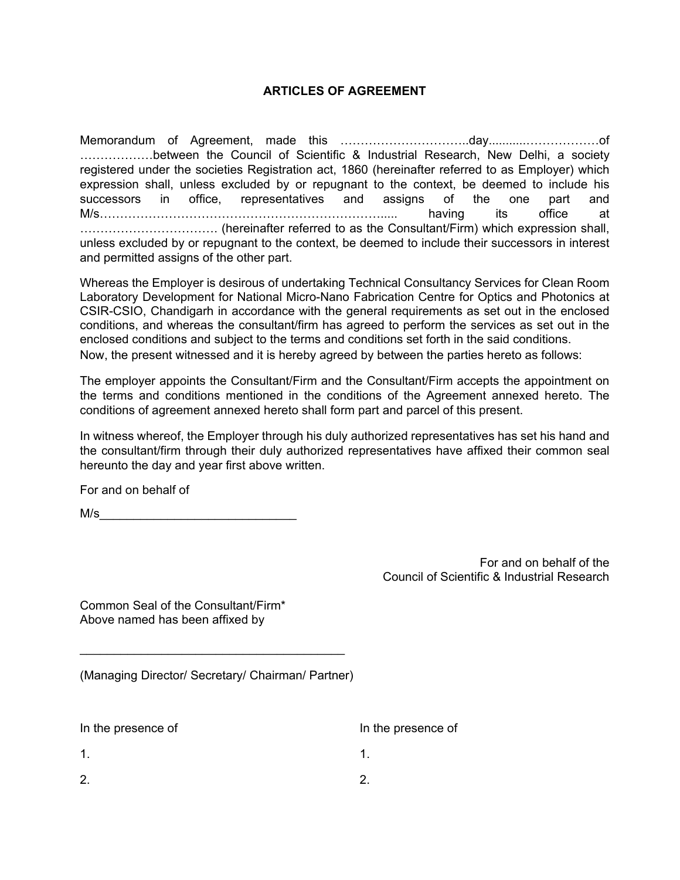## ARTICLES OF AGREEMENT

Memorandum of Agreement, made this …………………………..day..........………………of ………………between the Council of Scientific & Industrial Research, New Delhi, a society registered under the societies Registration act, 1860 (hereinafter referred to as Employer) which expression shall, unless excluded by or repugnant to the context, be deemed to include his successors in office, representatives and assigns of the one part and M/s…………………………………………………………….... having its office at …………………………… (hereinafter referred to as the Consultant/Firm) which expression shall, unless excluded by or repugnant to the context, be deemed to include their successors in interest and permitted assigns of the other part.

Whereas the Employer is desirous of undertaking Technical Consultancy Services for Clean Room Laboratory Development for National Micro-Nano Fabrication Centre for Optics and Photonics at CSIR-CSIO, Chandigarh in accordance with the general requirements as set out in the enclosed conditions, and whereas the consultant/firm has agreed to perform the services as set out in the enclosed conditions and subject to the terms and conditions set forth in the said conditions.
Now, the present witnessed and it is hereby agreed by between the parties hereto as follows:

The employer appoints the Consultant/Firm and the Consultant/Firm accepts the appointment on the terms and conditions mentioned in the conditions of the Agreement annexed hereto. The conditions of agreement annexed hereto shall form part and parcel of this present.

In witness whereof, the Employer through his duly authorized representatives has set his hand and the consultant/firm through their duly authorized representatives have affixed their common seal hereunto the day and year first above written.

For and on behalf of

M/s____________________________

For and on behalf of the
Council of Scientific & Industrial Research

Common Seal of the Consultant/Firm*
Above named has been affixed by

______________________________________

(Managing Director/ Secretary/ Chairman/ Partner)

In the presence of

1.

2.

In the presence of

1.

2.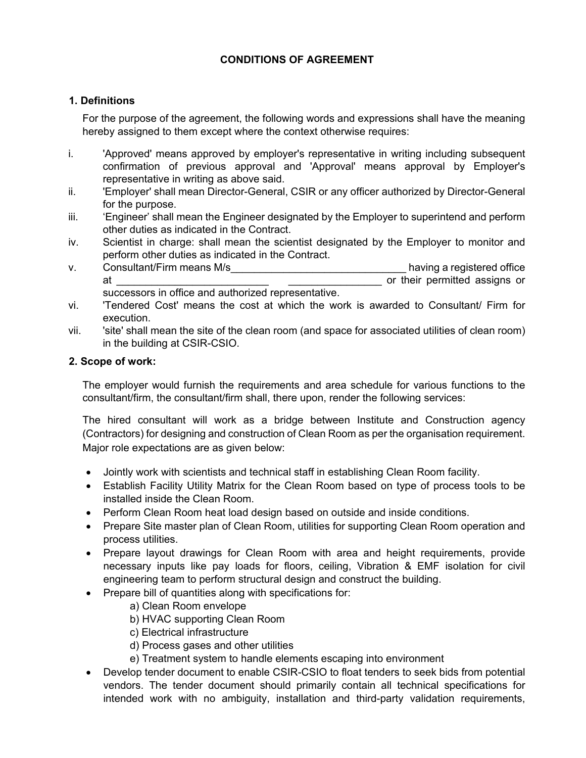## CONDITIONS OF AGREEMENT

### 1. Definitions

For the purpose of the agreement, the following words and expressions shall have the meaning hereby assigned to them except where the context otherwise requires:

i. 'Approved' means approved by employer's representative in writing including subsequent confirmation of previous approval and 'Approval' means approval by Employer's representative in writing as above said.

ii. 'Employer' shall mean Director-General, CSIR or any officer authorized by Director-General for the purpose.

iii. 'Engineer' shall mean the Engineer designated by the Employer to superintend and perform other duties as indicated in the Contract.

iv. Scientist in charge: shall mean the scientist designated by the Employer to monitor and perform other duties as indicated in the Contract.

v. Consultant/Firm means M/s_______________________________ having a registered office at ___________________________ ________________ or their permitted assigns or successors in office and authorized representative.

vi. 'Tendered Cost' means the cost at which the work is awarded to Consultant/ Firm for execution.

vii. 'site' shall mean the site of the clean room (and space for associated utilities of clean room) in the building at CSIR-CSIO.

### 2. Scope of work:

The employer would furnish the requirements and area schedule for various functions to the consultant/firm, the consultant/firm shall, there upon, render the following services:

The hired consultant will work as a bridge between Institute and Construction agency (Contractors) for designing and construction of Clean Room as per the organisation requirement. Major role expectations are as given below:

- Jointly work with scientists and technical staff in establishing Clean Room facility.
- Establish Facility Utility Matrix for the Clean Room based on type of process tools to be installed inside the Clean Room.
- Perform Clean Room heat load design based on outside and inside conditions.
- Prepare Site master plan of Clean Room, utilities for supporting Clean Room operation and process utilities.
- Prepare layout drawings for Clean Room with area and height requirements, provide necessary inputs like pay loads for floors, ceiling, Vibration & EMF isolation for civil engineering team to perform structural design and construct the building.
- Prepare bill of quantities along with specifications for:
  - a) Clean Room envelope
  - b) HVAC supporting Clean Room
  - c) Electrical infrastructure
  - d) Process gases and other utilities
  - e) Treatment system to handle elements escaping into environment
- Develop tender document to enable CSIR-CSIO to float tenders to seek bids from potential vendors. The tender document should primarily contain all technical specifications for intended work with no ambiguity, installation and third-party validation requirements,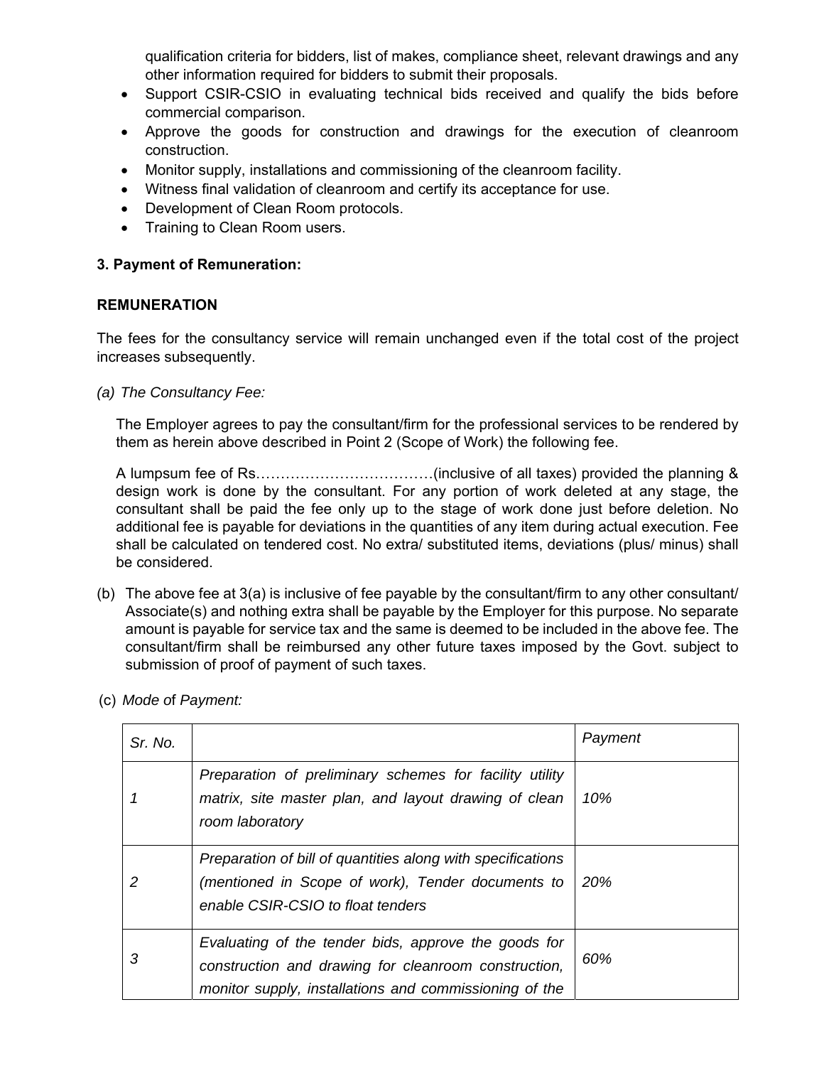qualification criteria for bidders, list of makes, compliance sheet, relevant drawings and any other information required for bidders to submit their proposals.

- Support CSIR-CSIO in evaluating technical bids received and qualify the bids before commercial comparison.
- Approve the goods for construction and drawings for the execution of cleanroom construction.
- Monitor supply, installations and commissioning of the cleanroom facility.
- Witness final validation of cleanroom and certify its acceptance for use.
- Development of Clean Room protocols.
- Training to Clean Room users.

**3. Payment of Remuneration:**

**REMUNERATION**

The fees for the consultancy service will remain unchanged even if the total cost of the project increases subsequently.

*(a) The Consultancy Fee:*

The Employer agrees to pay the consultant/firm for the professional services to be rendered by them as herein above described in Point 2 (Scope of Work) the following fee.

A lumpsum fee of Rs………………………………(inclusive of all taxes) provided the planning & design work is done by the consultant. For any portion of work deleted at any stage, the consultant shall be paid the fee only up to the stage of work done just before deletion. No additional fee is payable for deviations in the quantities of any item during actual execution. Fee shall be calculated on tendered cost. No extra/ substituted items, deviations (plus/ minus) shall be considered.

(b) The above fee at 3(a) is inclusive of fee payable by the consultant/firm to any other consultant/ Associate(s) and nothing extra shall be payable by the Employer for this purpose. No separate amount is payable for service tax and the same is deemed to be included in the above fee. The consultant/firm shall be reimbursed any other future taxes imposed by the Govt. subject to submission of proof of payment of such taxes.

(c) *Mode* of *Payment:*

| *Sr. No.* | | *Payment* |
|---|---|---|
| *1* | *Preparation of preliminary schemes for facility utility matrix, site master plan, and layout drawing of clean room laboratory* | *10%* |
| *2* | *Preparation of bill of quantities along with specifications (mentioned in Scope of work), Tender documents to enable CSIR-CSIO to float tenders* | *20%* |
| *3* | *Evaluating of the tender bids, approve the goods for construction and drawing for cleanroom construction, monitor supply, installations and commissioning of the* | *60%* |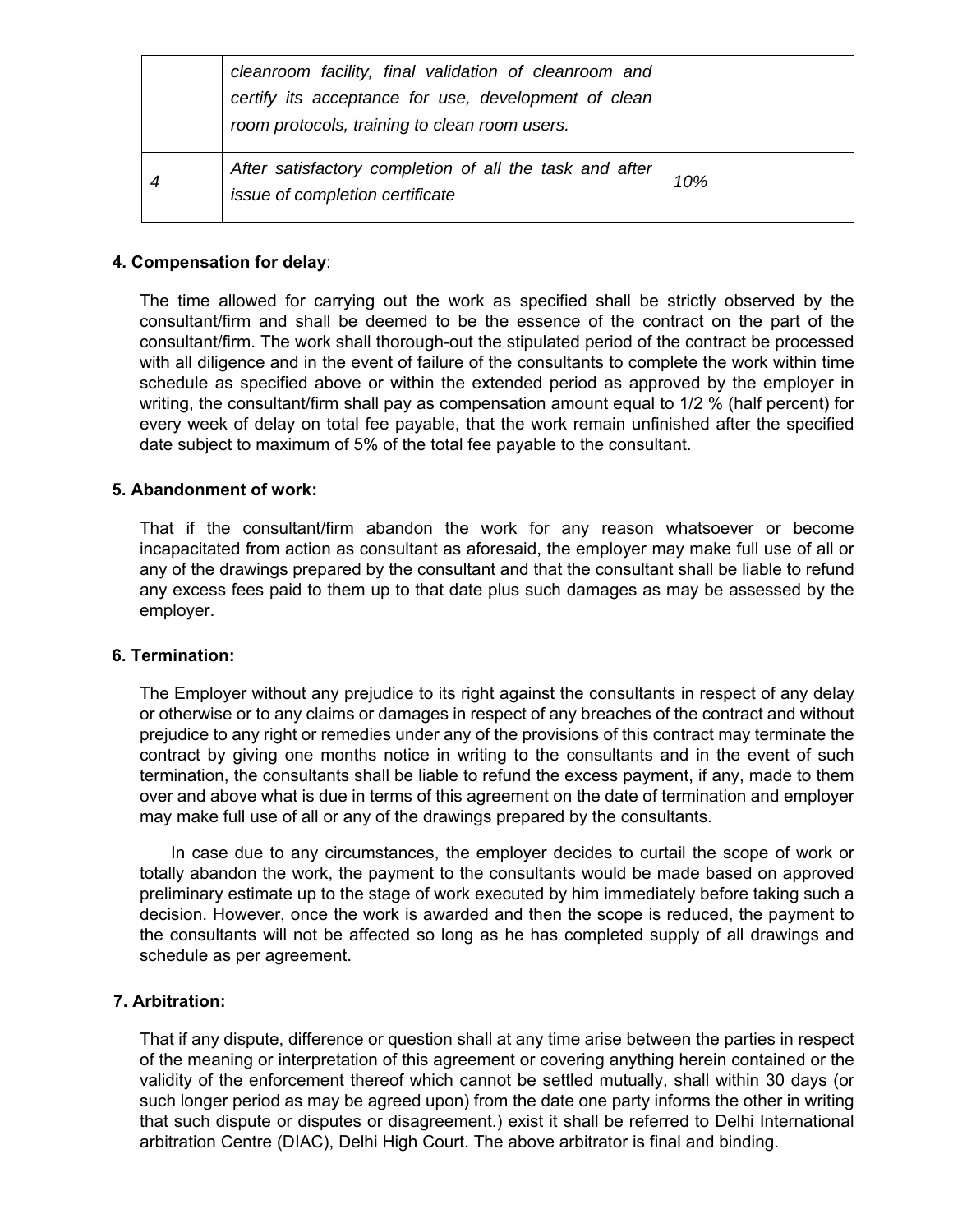|  | *cleanroom facility, final validation of cleanroom and certify its acceptance for use, development of clean room protocols, training to clean room users.* |  |
| --- | --- | --- |
| *4* | *After satisfactory completion of all the task and after issue of completion certificate* | *10%* |

**4. Compensation for delay**:

The time allowed for carrying out the work as specified shall be strictly observed by the consultant/firm and shall be deemed to be the essence of the contract on the part of the consultant/firm. The work shall thorough-out the stipulated period of the contract be processed with all diligence and in the event of failure of the consultants to complete the work within time schedule as specified above or within the extended period as approved by the employer in writing, the consultant/firm shall pay as compensation amount equal to 1/2 % (half percent) for every week of delay on total fee payable, that the work remain unfinished after the specified date subject to maximum of 5% of the total fee payable to the consultant.

**5. Abandonment of work:**

That if the consultant/firm abandon the work for any reason whatsoever or become incapacitated from action as consultant as aforesaid, the employer may make full use of all or any of the drawings prepared by the consultant and that the consultant shall be liable to refund any excess fees paid to them up to that date plus such damages as may be assessed by the employer.

**6. Termination:**

The Employer without any prejudice to its right against the consultants in respect of any delay or otherwise or to any claims or damages in respect of any breaches of the contract and without prejudice to any right or remedies under any of the provisions of this contract may terminate the contract by giving one months notice in writing to the consultants and in the event of such termination, the consultants shall be liable to refund the excess payment, if any, made to them over and above what is due in terms of this agreement on the date of termination and employer may make full use of all or any of the drawings prepared by the consultants.

In case due to any circumstances, the employer decides to curtail the scope of work or totally abandon the work, the payment to the consultants would be made based on approved preliminary estimate up to the stage of work executed by him immediately before taking such a decision. However, once the work is awarded and then the scope is reduced, the payment to the consultants will not be affected so long as he has completed supply of all drawings and schedule as per agreement.

**7. Arbitration:**

That if any dispute, difference or question shall at any time arise between the parties in respect of the meaning or interpretation of this agreement or covering anything herein contained or the validity of the enforcement thereof which cannot be settled mutually, shall within 30 days (or such longer period as may be agreed upon) from the date one party informs the other in writing that such dispute or disputes or disagreement.) exist it shall be referred to Delhi International arbitration Centre (DIAC), Delhi High Court. The above arbitrator is final and binding.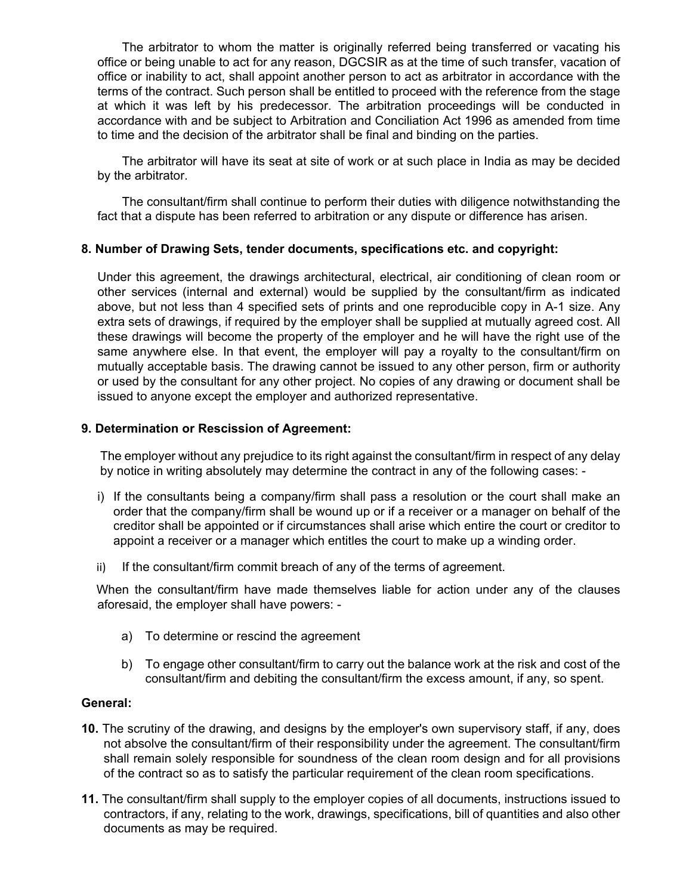The arbitrator to whom the matter is originally referred being transferred or vacating his office or being unable to act for any reason, DGCSIR as at the time of such transfer, vacation of office or inability to act, shall appoint another person to act as arbitrator in accordance with the terms of the contract. Such person shall be entitled to proceed with the reference from the stage at which it was left by his predecessor. The arbitration proceedings will be conducted in accordance with and be subject to Arbitration and Conciliation Act 1996 as amended from time to time and the decision of the arbitrator shall be final and binding on the parties.

The arbitrator will have its seat at site of work or at such place in India as may be decided by the arbitrator.

The consultant/firm shall continue to perform their duties with diligence notwithstanding the fact that a dispute has been referred to arbitration or any dispute or difference has arisen.

**8. Number of Drawing Sets, tender documents, specifications etc. and copyright:**

Under this agreement, the drawings architectural, electrical, air conditioning of clean room or other services (internal and external) would be supplied by the consultant/firm as indicated above, but not less than 4 specified sets of prints and one reproducible copy in A-1 size. Any extra sets of drawings, if required by the employer shall be supplied at mutually agreed cost. All these drawings will become the property of the employer and he will have the right use of the same anywhere else. In that event, the employer will pay a royalty to the consultant/firm on mutually acceptable basis. The drawing cannot be issued to any other person, firm or authority or used by the consultant for any other project. No copies of any drawing or document shall be issued to anyone except the employer and authorized representative.

**9. Determination or Rescission of Agreement:**

The employer without any prejudice to its right against the consultant/firm in respect of any delay by notice in writing absolutely may determine the contract in any of the following cases: -

i) If the consultants being a company/firm shall pass a resolution or the court shall make an order that the company/firm shall be wound up or if a receiver or a manager on behalf of the creditor shall be appointed or if circumstances shall arise which entire the court or creditor to appoint a receiver or a manager which entitles the court to make up a winding order.

ii) If the consultant/firm commit breach of any of the terms of agreement.

When the consultant/firm have made themselves liable for action under any of the clauses aforesaid, the employer shall have powers: -

a) To determine or rescind the agreement

b) To engage other consultant/firm to carry out the balance work at the risk and cost of the consultant/firm and debiting the consultant/firm the excess amount, if any, so spent.

**General:**

**10.** The scrutiny of the drawing, and designs by the employer's own supervisory staff, if any, does not absolve the consultant/firm of their responsibility under the agreement. The consultant/firm shall remain solely responsible for soundness of the clean room design and for all provisions of the contract so as to satisfy the particular requirement of the clean room specifications.

**11.** The consultant/firm shall supply to the employer copies of all documents, instructions issued to contractors, if any, relating to the work, drawings, specifications, bill of quantities and also other documents as may be required.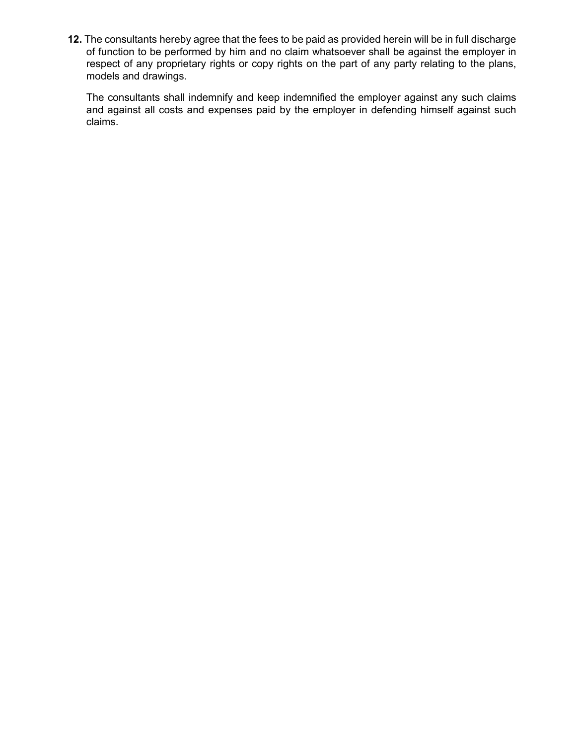**12.** The consultants hereby agree that the fees to be paid as provided herein will be in full discharge of function to be performed by him and no claim whatsoever shall be against the employer in respect of any proprietary rights or copy rights on the part of any party relating to the plans, models and drawings.

The consultants shall indemnify and keep indemnified the employer against any such claims and against all costs and expenses paid by the employer in defending himself against such claims.